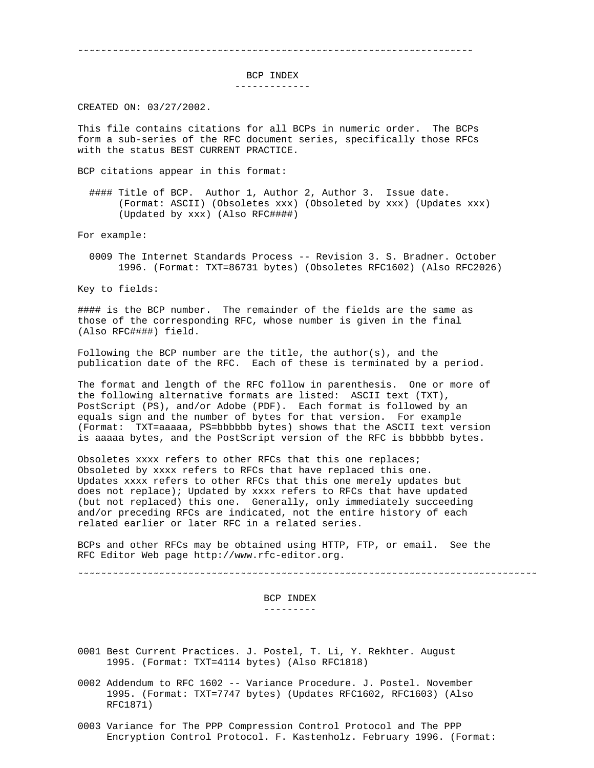~~~~~~~~~~~~~~~~~~~~~~~~~~~~~~~~~~~~~~~~~~~~~~~~~~~~~~~~~~~~~~~~~~~~~~

# BCP INDEX

CREATED ON: 03/27/2002.

This file contains citations for all BCPs in numeric order. The BCPs form a sub-series of the RFC document series, specifically those RFCs with the status BEST CURRENT PRACTICE.

BCP citations appear in this format:

```
  #### Title of BCP.  Author 1, Author 2, Author 3.  Issue date.
       (Format: ASCII) (Obsoletes xxx) (Obsoleted by xxx) (Updates xxx)
       (Updated by xxx) (Also RFC####)
```

For example:

```
  0009 The Internet Standards Process -- Revision 3. S. Bradner. October
       1996. (Format: TXT=86731 bytes) (Obsoletes RFC1602) (Also RFC2026)
```

Key to fields:

#### is the BCP number. The remainder of the fields are the same as those of the corresponding RFC, whose number is given in the final (Also RFC####) field.

Following the BCP number are the title, the author(s), and the publication date of the RFC. Each of these is terminated by a period.

The format and length of the RFC follow in parenthesis. One or more of the following alternative formats are listed: ASCII text (TXT), PostScript (PS), and/or Adobe (PDF). Each format is followed by an equals sign and the number of bytes for that version. For example (Format: TXT=aaaaa, PS=bbbbbb bytes) shows that the ASCII text version is aaaaa bytes, and the PostScript version of the RFC is bbbbbb bytes.

Obsoletes xxxx refers to other RFCs that this one replaces; Obsoleted by xxxx refers to RFCs that have replaced this one. Updates xxxx refers to other RFCs that this one merely updates but does not replace); Updated by xxxx refers to RFCs that have updated (but not replaced) this one. Generally, only immediately succeeding and/or preceding RFCs are indicated, not the entire history of each related earlier or later RFC in a related series.

BCPs and other RFCs may be obtained using HTTP, FTP, or email. See the RFC Editor Web page http://www.rfc-editor.org.

~~~~~~~~~~~~~~~~~~~~~~~~~~~~~~~~~~~~~~~~~~~~~~~~~~~~~~~~~~~~~~~~~~~~~~~~~~~~~~~

# BCP INDEX

0001 Best Current Practices. J. Postel, T. Li, Y. Rekhter. August 1995. (Format: TXT=4114 bytes) (Also RFC1818)

0002 Addendum to RFC 1602 -- Variance Procedure. J. Postel. November 1995. (Format: TXT=7747 bytes) (Updates RFC1602, RFC1603) (Also RFC1871)

0003 Variance for The PPP Compression Control Protocol and The PPP Encryption Control Protocol. F. Kastenholz. February 1996. (Format: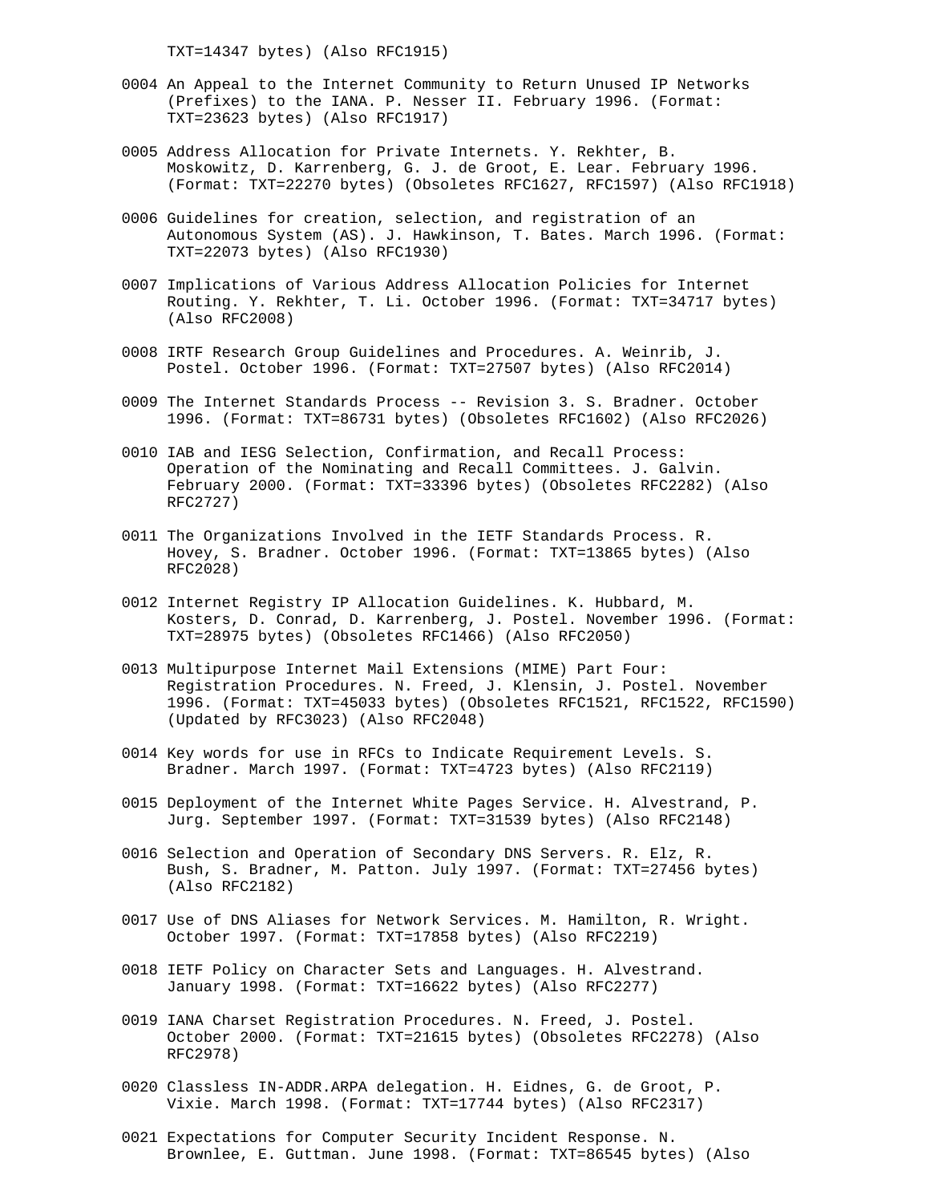TXT=14347 bytes) (Also RFC1915)

0004 An Appeal to the Internet Community to Return Unused IP Networks (Prefixes) to the IANA. P. Nesser II. February 1996. (Format: TXT=23623 bytes) (Also RFC1917)

0005 Address Allocation for Private Internets. Y. Rekhter, B. Moskowitz, D. Karrenberg, G. J. de Groot, E. Lear. February 1996. (Format: TXT=22270 bytes) (Obsoletes RFC1627, RFC1597) (Also RFC1918)

0006 Guidelines for creation, selection, and registration of an Autonomous System (AS). J. Hawkinson, T. Bates. March 1996. (Format: TXT=22073 bytes) (Also RFC1930)

0007 Implications of Various Address Allocation Policies for Internet Routing. Y. Rekhter, T. Li. October 1996. (Format: TXT=34717 bytes) (Also RFC2008)

0008 IRTF Research Group Guidelines and Procedures. A. Weinrib, J. Postel. October 1996. (Format: TXT=27507 bytes) (Also RFC2014)

0009 The Internet Standards Process -- Revision 3. S. Bradner. October 1996. (Format: TXT=86731 bytes) (Obsoletes RFC1602) (Also RFC2026)

0010 IAB and IESG Selection, Confirmation, and Recall Process: Operation of the Nominating and Recall Committees. J. Galvin. February 2000. (Format: TXT=33396 bytes) (Obsoletes RFC2282) (Also RFC2727)

0011 The Organizations Involved in the IETF Standards Process. R. Hovey, S. Bradner. October 1996. (Format: TXT=13865 bytes) (Also RFC2028)

0012 Internet Registry IP Allocation Guidelines. K. Hubbard, M. Kosters, D. Conrad, D. Karrenberg, J. Postel. November 1996. (Format: TXT=28975 bytes) (Obsoletes RFC1466) (Also RFC2050)

0013 Multipurpose Internet Mail Extensions (MIME) Part Four: Registration Procedures. N. Freed, J. Klensin, J. Postel. November 1996. (Format: TXT=45033 bytes) (Obsoletes RFC1521, RFC1522, RFC1590) (Updated by RFC3023) (Also RFC2048)

0014 Key words for use in RFCs to Indicate Requirement Levels. S. Bradner. March 1997. (Format: TXT=4723 bytes) (Also RFC2119)

0015 Deployment of the Internet White Pages Service. H. Alvestrand, P. Jurg. September 1997. (Format: TXT=31539 bytes) (Also RFC2148)

0016 Selection and Operation of Secondary DNS Servers. R. Elz, R. Bush, S. Bradner, M. Patton. July 1997. (Format: TXT=27456 bytes) (Also RFC2182)

0017 Use of DNS Aliases for Network Services. M. Hamilton, R. Wright. October 1997. (Format: TXT=17858 bytes) (Also RFC2219)

0018 IETF Policy on Character Sets and Languages. H. Alvestrand. January 1998. (Format: TXT=16622 bytes) (Also RFC2277)

0019 IANA Charset Registration Procedures. N. Freed, J. Postel. October 2000. (Format: TXT=21615 bytes) (Obsoletes RFC2278) (Also RFC2978)

0020 Classless IN-ADDR.ARPA delegation. H. Eidnes, G. de Groot, P. Vixie. March 1998. (Format: TXT=17744 bytes) (Also RFC2317)

0021 Expectations for Computer Security Incident Response. N. Brownlee, E. Guttman. June 1998. (Format: TXT=86545 bytes) (Also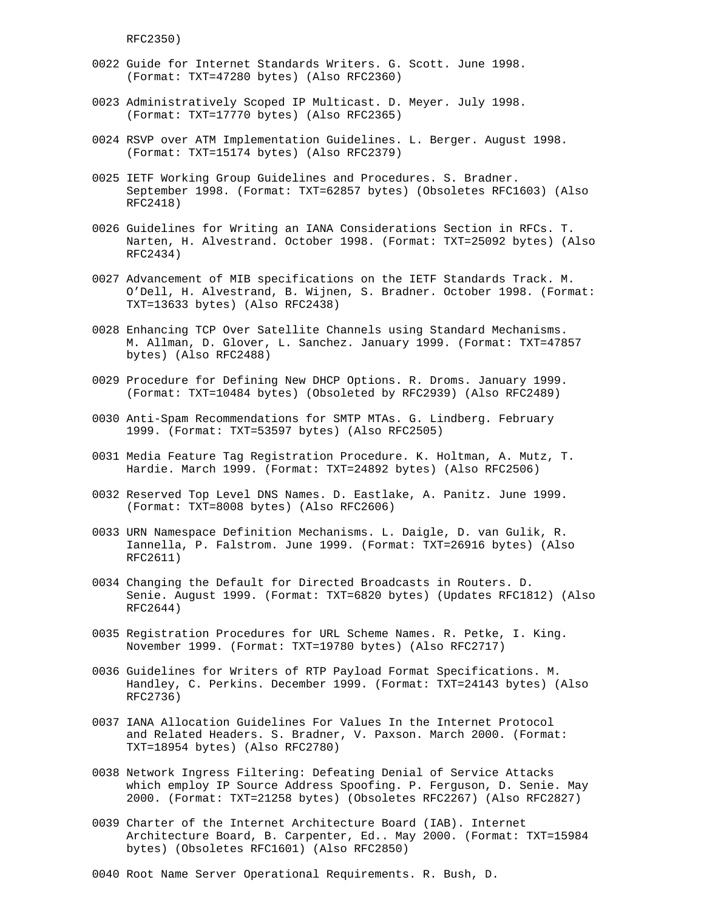RFC2350)

0022 Guide for Internet Standards Writers. G. Scott. June 1998. (Format: TXT=47280 bytes) (Also RFC2360)

0023 Administratively Scoped IP Multicast. D. Meyer. July 1998. (Format: TXT=17770 bytes) (Also RFC2365)

0024 RSVP over ATM Implementation Guidelines. L. Berger. August 1998. (Format: TXT=15174 bytes) (Also RFC2379)

0025 IETF Working Group Guidelines and Procedures. S. Bradner. September 1998. (Format: TXT=62857 bytes) (Obsoletes RFC1603) (Also RFC2418)

0026 Guidelines for Writing an IANA Considerations Section in RFCs. T. Narten, H. Alvestrand. October 1998. (Format: TXT=25092 bytes) (Also RFC2434)

0027 Advancement of MIB specifications on the IETF Standards Track. M. O'Dell, H. Alvestrand, B. Wijnen, S. Bradner. October 1998. (Format: TXT=13633 bytes) (Also RFC2438)

0028 Enhancing TCP Over Satellite Channels using Standard Mechanisms. M. Allman, D. Glover, L. Sanchez. January 1999. (Format: TXT=47857 bytes) (Also RFC2488)

0029 Procedure for Defining New DHCP Options. R. Droms. January 1999. (Format: TXT=10484 bytes) (Obsoleted by RFC2939) (Also RFC2489)

0030 Anti-Spam Recommendations for SMTP MTAs. G. Lindberg. February 1999. (Format: TXT=53597 bytes) (Also RFC2505)

0031 Media Feature Tag Registration Procedure. K. Holtman, A. Mutz, T. Hardie. March 1999. (Format: TXT=24892 bytes) (Also RFC2506)

0032 Reserved Top Level DNS Names. D. Eastlake, A. Panitz. June 1999. (Format: TXT=8008 bytes) (Also RFC2606)

0033 URN Namespace Definition Mechanisms. L. Daigle, D. van Gulik, R. Iannella, P. Falstrom. June 1999. (Format: TXT=26916 bytes) (Also RFC2611)

0034 Changing the Default for Directed Broadcasts in Routers. D. Senie. August 1999. (Format: TXT=6820 bytes) (Updates RFC1812) (Also RFC2644)

0035 Registration Procedures for URL Scheme Names. R. Petke, I. King. November 1999. (Format: TXT=19780 bytes) (Also RFC2717)

0036 Guidelines for Writers of RTP Payload Format Specifications. M. Handley, C. Perkins. December 1999. (Format: TXT=24143 bytes) (Also RFC2736)

0037 IANA Allocation Guidelines For Values In the Internet Protocol and Related Headers. S. Bradner, V. Paxson. March 2000. (Format: TXT=18954 bytes) (Also RFC2780)

0038 Network Ingress Filtering: Defeating Denial of Service Attacks which employ IP Source Address Spoofing. P. Ferguson, D. Senie. May 2000. (Format: TXT=21258 bytes) (Obsoletes RFC2267) (Also RFC2827)

0039 Charter of the Internet Architecture Board (IAB). Internet Architecture Board, B. Carpenter, Ed.. May 2000. (Format: TXT=15984 bytes) (Obsoletes RFC1601) (Also RFC2850)

0040 Root Name Server Operational Requirements. R. Bush, D.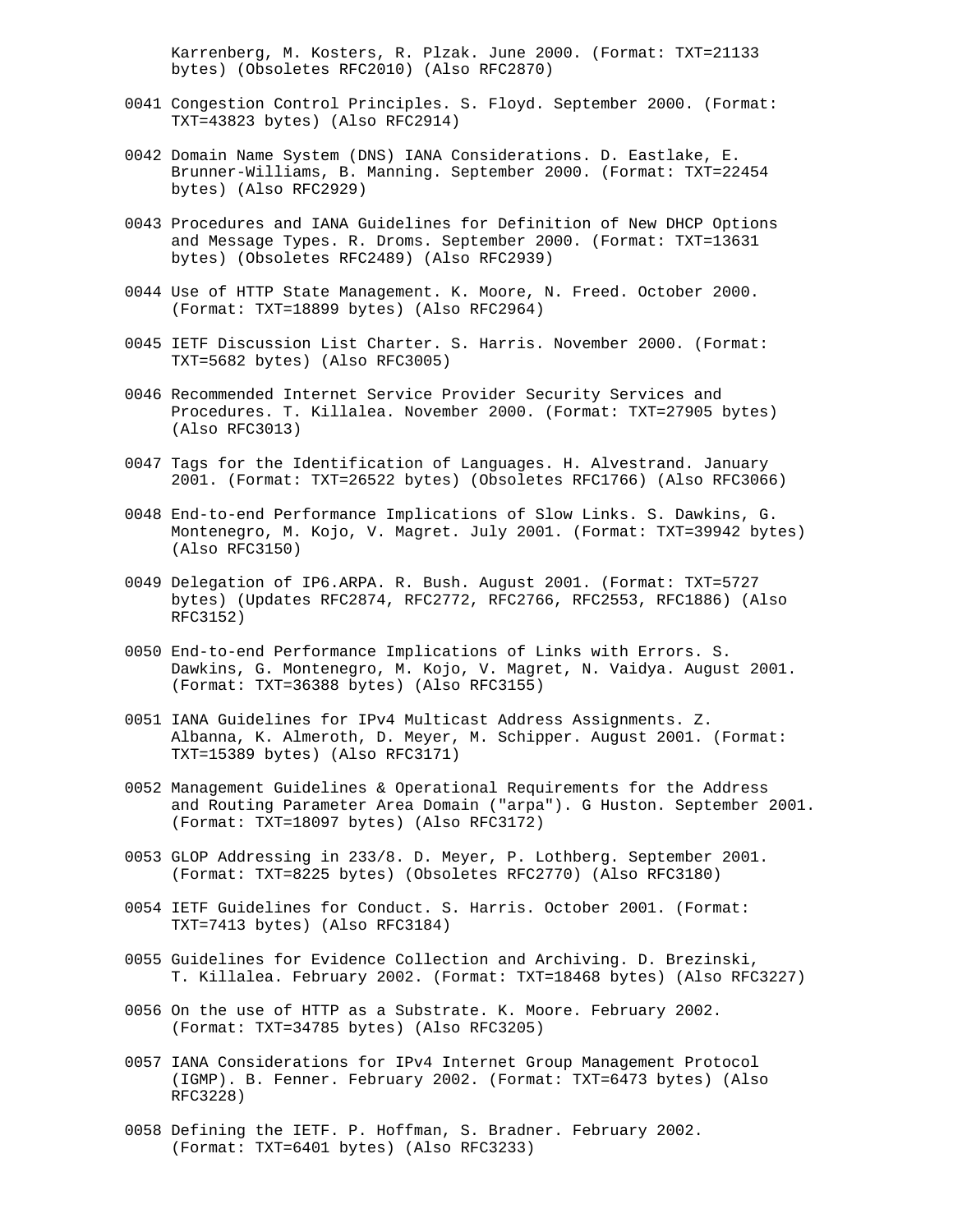Karrenberg, M. Kosters, R. Plzak. June 2000. (Format: TXT=21133 bytes) (Obsoletes RFC2010) (Also RFC2870)

0041 Congestion Control Principles. S. Floyd. September 2000. (Format: TXT=43823 bytes) (Also RFC2914)

0042 Domain Name System (DNS) IANA Considerations. D. Eastlake, E. Brunner-Williams, B. Manning. September 2000. (Format: TXT=22454 bytes) (Also RFC2929)

0043 Procedures and IANA Guidelines for Definition of New DHCP Options and Message Types. R. Droms. September 2000. (Format: TXT=13631 bytes) (Obsoletes RFC2489) (Also RFC2939)

0044 Use of HTTP State Management. K. Moore, N. Freed. October 2000. (Format: TXT=18899 bytes) (Also RFC2964)

0045 IETF Discussion List Charter. S. Harris. November 2000. (Format: TXT=5682 bytes) (Also RFC3005)

0046 Recommended Internet Service Provider Security Services and Procedures. T. Killalea. November 2000. (Format: TXT=27905 bytes) (Also RFC3013)

0047 Tags for the Identification of Languages. H. Alvestrand. January 2001. (Format: TXT=26522 bytes) (Obsoletes RFC1766) (Also RFC3066)

0048 End-to-end Performance Implications of Slow Links. S. Dawkins, G. Montenegro, M. Kojo, V. Magret. July 2001. (Format: TXT=39942 bytes) (Also RFC3150)

0049 Delegation of IP6.ARPA. R. Bush. August 2001. (Format: TXT=5727 bytes) (Updates RFC2874, RFC2772, RFC2766, RFC2553, RFC1886) (Also RFC3152)

0050 End-to-end Performance Implications of Links with Errors. S. Dawkins, G. Montenegro, M. Kojo, V. Magret, N. Vaidya. August 2001. (Format: TXT=36388 bytes) (Also RFC3155)

0051 IANA Guidelines for IPv4 Multicast Address Assignments. Z. Albanna, K. Almeroth, D. Meyer, M. Schipper. August 2001. (Format: TXT=15389 bytes) (Also RFC3171)

0052 Management Guidelines & Operational Requirements for the Address and Routing Parameter Area Domain ("arpa"). G Huston. September 2001. (Format: TXT=18097 bytes) (Also RFC3172)

0053 GLOP Addressing in 233/8. D. Meyer, P. Lothberg. September 2001. (Format: TXT=8225 bytes) (Obsoletes RFC2770) (Also RFC3180)

0054 IETF Guidelines for Conduct. S. Harris. October 2001. (Format: TXT=7413 bytes) (Also RFC3184)

0055 Guidelines for Evidence Collection and Archiving. D. Brezinski, T. Killalea. February 2002. (Format: TXT=18468 bytes) (Also RFC3227)

0056 On the use of HTTP as a Substrate. K. Moore. February 2002. (Format: TXT=34785 bytes) (Also RFC3205)

0057 IANA Considerations for IPv4 Internet Group Management Protocol (IGMP). B. Fenner. February 2002. (Format: TXT=6473 bytes) (Also RFC3228)

0058 Defining the IETF. P. Hoffman, S. Bradner. February 2002. (Format: TXT=6401 bytes) (Also RFC3233)